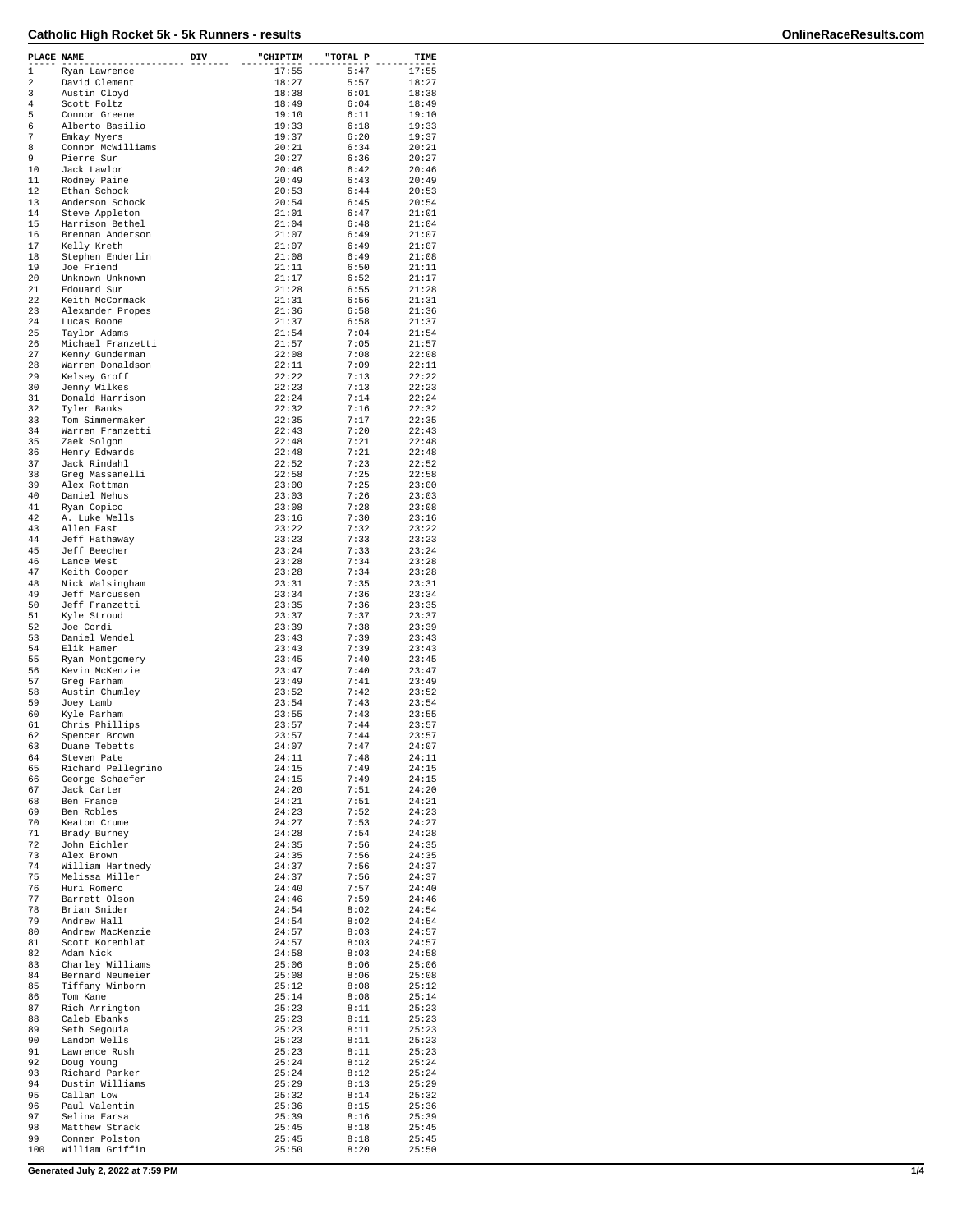# Catholic High Rocket 5k - 5k Runners - results

| PLACE | NAME | DIV | "CHIPTIM | "TOTAL P | TIME |
|---|---|---|---|---|---|
| 1 | Ryan Lawrence | | 17:55 | 5:47 | 17:55 |
| 2 | David Clement | | 18:27 | 5:57 | 18:27 |
| 3 | Austin Cloyd | | 18:38 | 6:01 | 18:38 |
| 4 | Scott Foltz | | 18:49 | 6:04 | 18:49 |
| 5 | Connor Greene | | 19:10 | 6:11 | 19:10 |
| 6 | Alberto Basilio | | 19:33 | 6:18 | 19:33 |
| 7 | Emkay Myers | | 19:37 | 6:20 | 19:37 |
| 8 | Connor McWilliams | | 20:21 | 6:34 | 20:21 |
| 9 | Pierre Sur | | 20:27 | 6:36 | 20:27 |
| 10 | Jack Lawlor | | 20:46 | 6:42 | 20:46 |
| 11 | Rodney Paine | | 20:49 | 6:43 | 20:49 |
| 12 | Ethan Schock | | 20:53 | 6:44 | 20:53 |
| 13 | Anderson Schock | | 20:54 | 6:45 | 20:54 |
| 14 | Steve Appleton | | 21:01 | 6:47 | 21:01 |
| 15 | Harrison Bethel | | 21:04 | 6:48 | 21:04 |
| 16 | Brennan Anderson | | 21:07 | 6:49 | 21:07 |
| 17 | Kelly Kreth | | 21:07 | 6:49 | 21:07 |
| 18 | Stephen Enderlin | | 21:08 | 6:49 | 21:08 |
| 19 | Joe Friend | | 21:11 | 6:50 | 21:11 |
| 20 | Unknown Unknown | | 21:17 | 6:52 | 21:17 |
| 21 | Edouard Sur | | 21:28 | 6:55 | 21:28 |
| 22 | Keith McCormack | | 21:31 | 6:56 | 21:31 |
| 23 | Alexander Propes | | 21:36 | 6:58 | 21:36 |
| 24 | Lucas Boone | | 21:37 | 6:58 | 21:37 |
| 25 | Taylor Adams | | 21:54 | 7:04 | 21:54 |
| 26 | Michael Franzetti | | 21:57 | 7:05 | 21:57 |
| 27 | Kenny Gunderman | | 22:08 | 7:08 | 22:08 |
| 28 | Warren Donaldson | | 22:11 | 7:09 | 22:11 |
| 29 | Kelsey Groff | | 22:22 | 7:13 | 22:22 |
| 30 | Jenny Wilkes | | 22:23 | 7:13 | 22:23 |
| 31 | Donald Harrison | | 22:24 | 7:14 | 22:24 |
| 32 | Tyler Banks | | 22:32 | 7:16 | 22:32 |
| 33 | Tom Simmermaker | | 22:35 | 7:17 | 22:35 |
| 34 | Warren Franzetti | | 22:43 | 7:20 | 22:43 |
| 35 | Zaek Solgon | | 22:48 | 7:21 | 22:48 |
| 36 | Henry Edwards | | 22:48 | 7:21 | 22:48 |
| 37 | Jack Rindahl | | 22:52 | 7:23 | 22:52 |
| 38 | Greg Massanelli | | 22:58 | 7:25 | 22:58 |
| 39 | Alex Rottman | | 23:00 | 7:25 | 23:00 |
| 40 | Daniel Nehus | | 23:03 | 7:26 | 23:03 |
| 41 | Ryan Copico | | 23:08 | 7:28 | 23:08 |
| 42 | A. Luke Wells | | 23:16 | 7:30 | 23:16 |
| 43 | Allen East | | 23:22 | 7:32 | 23:22 |
| 44 | Jeff Hathaway | | 23:23 | 7:33 | 23:23 |
| 45 | Jeff Beecher | | 23:24 | 7:33 | 23:24 |
| 46 | Lance West | | 23:28 | 7:34 | 23:28 |
| 47 | Keith Cooper | | 23:28 | 7:34 | 23:28 |
| 48 | Nick Walsingham | | 23:31 | 7:35 | 23:31 |
| 49 | Jeff Marcussen | | 23:34 | 7:36 | 23:34 |
| 50 | Jeff Franzetti | | 23:35 | 7:36 | 23:35 |
| 51 | Kyle Stroud | | 23:37 | 7:37 | 23:37 |
| 52 | Joe Cordi | | 23:39 | 7:38 | 23:39 |
| 53 | Daniel Wendel | | 23:43 | 7:39 | 23:43 |
| 54 | Elik Hamer | | 23:43 | 7:39 | 23:43 |
| 55 | Ryan Montgomery | | 23:45 | 7:40 | 23:45 |
| 56 | Kevin McKenzie | | 23:47 | 7:40 | 23:47 |
| 57 | Greg Parham | | 23:49 | 7:41 | 23:49 |
| 58 | Austin Chumley | | 23:52 | 7:42 | 23:52 |
| 59 | Joey Lamb | | 23:54 | 7:43 | 23:54 |
| 60 | Kyle Parham | | 23:55 | 7:43 | 23:55 |
| 61 | Chris Phillips | | 23:57 | 7:44 | 23:57 |
| 62 | Spencer Brown | | 23:57 | 7:44 | 23:57 |
| 63 | Duane Tebetts | | 24:07 | 7:47 | 24:07 |
| 64 | Steven Pate | | 24:11 | 7:48 | 24:11 |
| 65 | Richard Pellegrino | | 24:15 | 7:49 | 24:15 |
| 66 | George Schaefer | | 24:15 | 7:49 | 24:15 |
| 67 | Jack Carter | | 24:20 | 7:51 | 24:20 |
| 68 | Ben France | | 24:21 | 7:51 | 24:21 |
| 69 | Ben Robles | | 24:23 | 7:52 | 24:23 |
| 70 | Keaton Crume | | 24:27 | 7:53 | 24:27 |
| 71 | Brady Burney | | 24:28 | 7:54 | 24:28 |
| 72 | John Eichler | | 24:35 | 7:56 | 24:35 |
| 73 | Alex Brown | | 24:35 | 7:56 | 24:35 |
| 74 | William Hartnedy | | 24:37 | 7:56 | 24:37 |
| 75 | Melissa Miller | | 24:37 | 7:56 | 24:37 |
| 76 | Huri Romero | | 24:40 | 7:57 | 24:40 |
| 77 | Barrett Olson | | 24:46 | 7:59 | 24:46 |
| 78 | Brian Snider | | 24:54 | 8:02 | 24:54 |
| 79 | Andrew Hall | | 24:54 | 8:02 | 24:54 |
| 80 | Andrew MacKenzie | | 24:57 | 8:03 | 24:57 |
| 81 | Scott Korenblat | | 24:57 | 8:03 | 24:57 |
| 82 | Adam Nick | | 24:58 | 8:03 | 24:58 |
| 83 | Charley Williams | | 25:06 | 8:06 | 25:06 |
| 84 | Bernard Neumeier | | 25:08 | 8:06 | 25:08 |
| 85 | Tiffany Winborn | | 25:12 | 8:08 | 25:12 |
| 86 | Tom Kane | | 25:14 | 8:08 | 25:14 |
| 87 | Rich Arrington | | 25:23 | 8:11 | 25:23 |
| 88 | Caleb Ebanks | | 25:23 | 8:11 | 25:23 |
| 89 | Seth Segouia | | 25:23 | 8:11 | 25:23 |
| 90 | Landon Wells | | 25:23 | 8:11 | 25:23 |
| 91 | Lawrence Rush | | 25:23 | 8:11 | 25:23 |
| 92 | Doug Young | | 25:24 | 8:12 | 25:24 |
| 93 | Richard Parker | | 25:24 | 8:12 | 25:24 |
| 94 | Dustin Williams | | 25:29 | 8:13 | 25:29 |
| 95 | Callan Low | | 25:32 | 8:14 | 25:32 |
| 96 | Paul Valentin | | 25:36 | 8:15 | 25:36 |
| 97 | Selina Earsa | | 25:39 | 8:16 | 25:39 |
| 98 | Matthew Strack | | 25:45 | 8:18 | 25:45 |
| 99 | Conner Polston | | 25:45 | 8:18 | 25:45 |
| 100 | William Griffin | | 25:50 | 8:20 | 25:50 |

Generated July 2, 2022 at 7:59 PM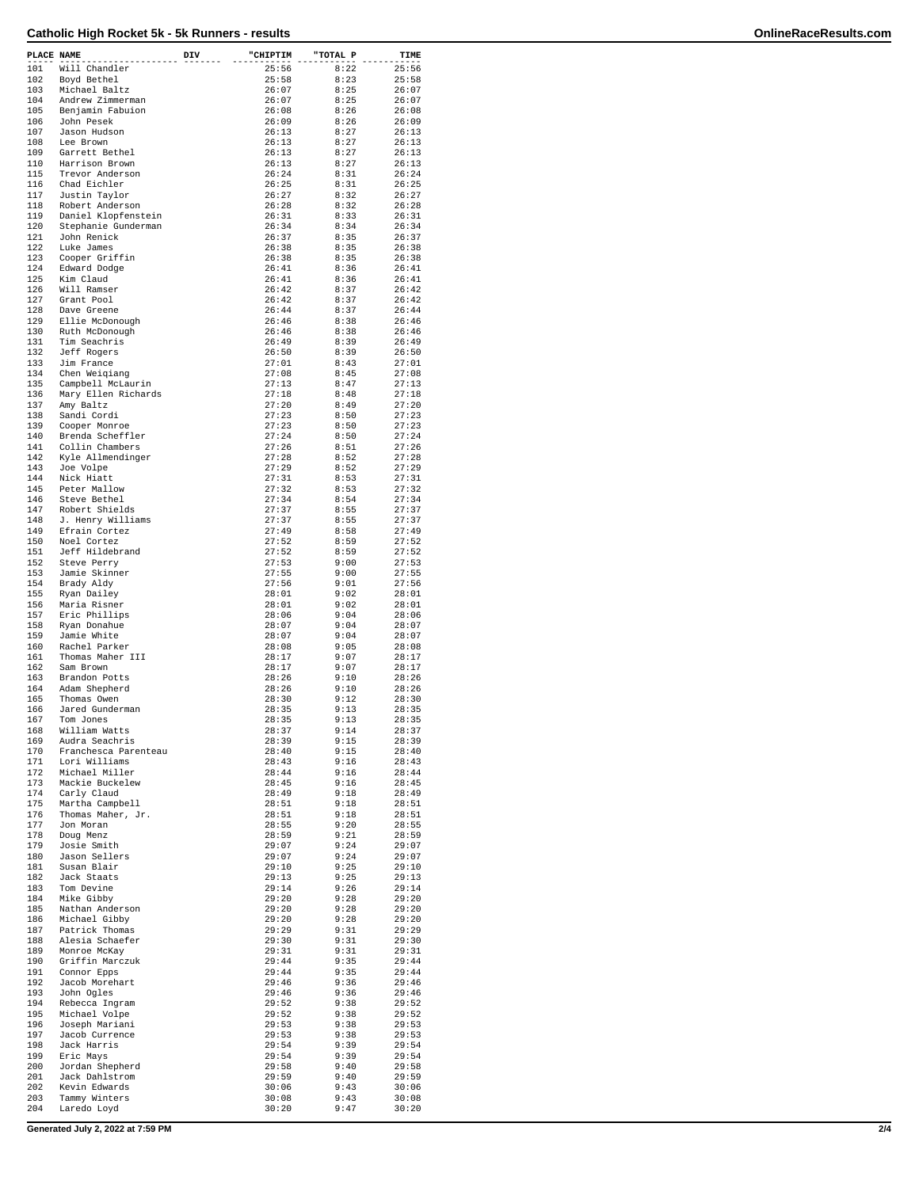# Catholic High Rocket 5k - 5k Runners - results

| PLACE | NAME | DIV | "CHIPTIM | "TOTAL P | TIME |
|---|---|---|---|---|---|
| 101 | Will Chandler | | 25:56 | 8:22 | 25:56 |
| 102 | Boyd Bethel | | 25:58 | 8:23 | 25:58 |
| 103 | Michael Baltz | | 26:07 | 8:25 | 26:07 |
| 104 | Andrew Zimmerman | | 26:07 | 8:25 | 26:07 |
| 105 | Benjamin Fabuion | | 26:08 | 8:26 | 26:08 |
| 106 | John Pesek | | 26:09 | 8:26 | 26:09 |
| 107 | Jason Hudson | | 26:13 | 8:27 | 26:13 |
| 108 | Lee Brown | | 26:13 | 8:27 | 26:13 |
| 109 | Garrett Bethel | | 26:13 | 8:27 | 26:13 |
| 110 | Harrison Brown | | 26:13 | 8:27 | 26:13 |
| 115 | Trevor Anderson | | 26:24 | 8:31 | 26:24 |
| 116 | Chad Eichler | | 26:25 | 8:31 | 26:25 |
| 117 | Justin Taylor | | 26:27 | 8:32 | 26:27 |
| 118 | Robert Anderson | | 26:28 | 8:32 | 26:28 |
| 119 | Daniel Klopfenstein | | 26:31 | 8:33 | 26:31 |
| 120 | Stephanie Gunderman | | 26:34 | 8:34 | 26:34 |
| 121 | John Renick | | 26:37 | 8:35 | 26:37 |
| 122 | Luke James | | 26:38 | 8:35 | 26:38 |
| 123 | Cooper Griffin | | 26:38 | 8:35 | 26:38 |
| 124 | Edward Dodge | | 26:41 | 8:36 | 26:41 |
| 125 | Kim Claud | | 26:41 | 8:36 | 26:41 |
| 126 | Will Ramser | | 26:42 | 8:37 | 26:42 |
| 127 | Grant Pool | | 26:42 | 8:37 | 26:42 |
| 128 | Dave Greene | | 26:44 | 8:37 | 26:44 |
| 129 | Ellie McDonough | | 26:46 | 8:38 | 26:46 |
| 130 | Ruth McDonough | | 26:46 | 8:38 | 26:46 |
| 131 | Tim Seachris | | 26:49 | 8:39 | 26:49 |
| 132 | Jeff Rogers | | 26:50 | 8:39 | 26:50 |
| 133 | Jim France | | 27:01 | 8:43 | 27:01 |
| 134 | Chen Weiqiang | | 27:08 | 8:45 | 27:08 |
| 135 | Campbell McLaurin | | 27:13 | 8:47 | 27:13 |
| 136 | Mary Ellen Richards | | 27:18 | 8:48 | 27:18 |
| 137 | Amy Baltz | | 27:20 | 8:49 | 27:20 |
| 138 | Sandi Cordi | | 27:23 | 8:50 | 27:23 |
| 139 | Cooper Monroe | | 27:23 | 8:50 | 27:23 |
| 140 | Brenda Scheffler | | 27:24 | 8:50 | 27:24 |
| 141 | Collin Chambers | | 27:26 | 8:51 | 27:26 |
| 142 | Kyle Allmendinger | | 27:28 | 8:52 | 27:28 |
| 143 | Joe Volpe | | 27:29 | 8:52 | 27:29 |
| 144 | Nick Hiatt | | 27:31 | 8:53 | 27:31 |
| 145 | Peter Mallow | | 27:32 | 8:53 | 27:32 |
| 146 | Steve Bethel | | 27:34 | 8:54 | 27:34 |
| 147 | Robert Shields | | 27:37 | 8:55 | 27:37 |
| 148 | J. Henry Williams | | 27:37 | 8:55 | 27:37 |
| 149 | Efrain Cortez | | 27:49 | 8:58 | 27:49 |
| 150 | Noel Cortez | | 27:52 | 8:59 | 27:52 |
| 151 | Jeff Hildebrand | | 27:52 | 8:59 | 27:52 |
| 152 | Steve Perry | | 27:53 | 9:00 | 27:53 |
| 153 | Jamie Skinner | | 27:55 | 9:00 | 27:55 |
| 154 | Brady Aldy | | 27:56 | 9:01 | 27:56 |
| 155 | Ryan Dailey | | 28:01 | 9:02 | 28:01 |
| 156 | Maria Risner | | 28:01 | 9:02 | 28:01 |
| 157 | Eric Phillips | | 28:06 | 9:04 | 28:06 |
| 158 | Ryan Donahue | | 28:07 | 9:04 | 28:07 |
| 159 | Jamie White | | 28:07 | 9:04 | 28:07 |
| 160 | Rachel Parker | | 28:08 | 9:05 | 28:08 |
| 161 | Thomas Maher III | | 28:17 | 9:07 | 28:17 |
| 162 | Sam Brown | | 28:17 | 9:07 | 28:17 |
| 163 | Brandon Potts | | 28:26 | 9:10 | 28:26 |
| 164 | Adam Shepherd | | 28:26 | 9:10 | 28:26 |
| 165 | Thomas Owen | | 28:30 | 9:12 | 28:30 |
| 166 | Jared Gunderman | | 28:35 | 9:13 | 28:35 |
| 167 | Tom Jones | | 28:35 | 9:13 | 28:35 |
| 168 | William Watts | | 28:37 | 9:14 | 28:37 |
| 169 | Audra Seachris | | 28:39 | 9:15 | 28:39 |
| 170 | Franchesca Parenteau | | 28:40 | 9:15 | 28:40 |
| 171 | Lori Williams | | 28:43 | 9:16 | 28:43 |
| 172 | Michael Miller | | 28:44 | 9:16 | 28:44 |
| 173 | Mackie Buckelew | | 28:45 | 9:16 | 28:45 |
| 174 | Carly Claud | | 28:49 | 9:18 | 28:49 |
| 175 | Martha Campbell | | 28:51 | 9:18 | 28:51 |
| 176 | Thomas Maher, Jr. | | 28:51 | 9:18 | 28:51 |
| 177 | Jon Moran | | 28:55 | 9:20 | 28:55 |
| 178 | Doug Menz | | 28:59 | 9:21 | 28:59 |
| 179 | Josie Smith | | 29:07 | 9:24 | 29:07 |
| 180 | Jason Sellers | | 29:07 | 9:24 | 29:07 |
| 181 | Susan Blair | | 29:10 | 9:25 | 29:10 |
| 182 | Jack Staats | | 29:13 | 9:25 | 29:13 |
| 183 | Tom Devine | | 29:14 | 9:26 | 29:14 |
| 184 | Mike Gibby | | 29:20 | 9:28 | 29:20 |
| 185 | Nathan Anderson | | 29:20 | 9:28 | 29:20 |
| 186 | Michael Gibby | | 29:20 | 9:28 | 29:20 |
| 187 | Patrick Thomas | | 29:29 | 9:31 | 29:29 |
| 188 | Alesia Schaefer | | 29:30 | 9:31 | 29:30 |
| 189 | Monroe McKay | | 29:31 | 9:31 | 29:31 |
| 190 | Griffin Marczuk | | 29:44 | 9:35 | 29:44 |
| 191 | Connor Epps | | 29:44 | 9:35 | 29:44 |
| 192 | Jacob Morehart | | 29:46 | 9:36 | 29:46 |
| 193 | John Ogles | | 29:46 | 9:36 | 29:46 |
| 194 | Rebecca Ingram | | 29:52 | 9:38 | 29:52 |
| 195 | Michael Volpe | | 29:52 | 9:38 | 29:52 |
| 196 | Joseph Mariani | | 29:53 | 9:38 | 29:53 |
| 197 | Jacob Currence | | 29:53 | 9:38 | 29:53 |
| 198 | Jack Harris | | 29:54 | 9:39 | 29:54 |
| 199 | Eric Mays | | 29:54 | 9:39 | 29:54 |
| 200 | Jordan Shepherd | | 29:58 | 9:40 | 29:58 |
| 201 | Jack Dahlstrom | | 29:59 | 9:40 | 29:59 |
| 202 | Kevin Edwards | | 30:06 | 9:43 | 30:06 |
| 203 | Tammy Winters | | 30:08 | 9:43 | 30:08 |
| 204 | Laredo Loyd | | 30:20 | 9:47 | 30:20 |

Generated July 2, 2022 at 7:59 PM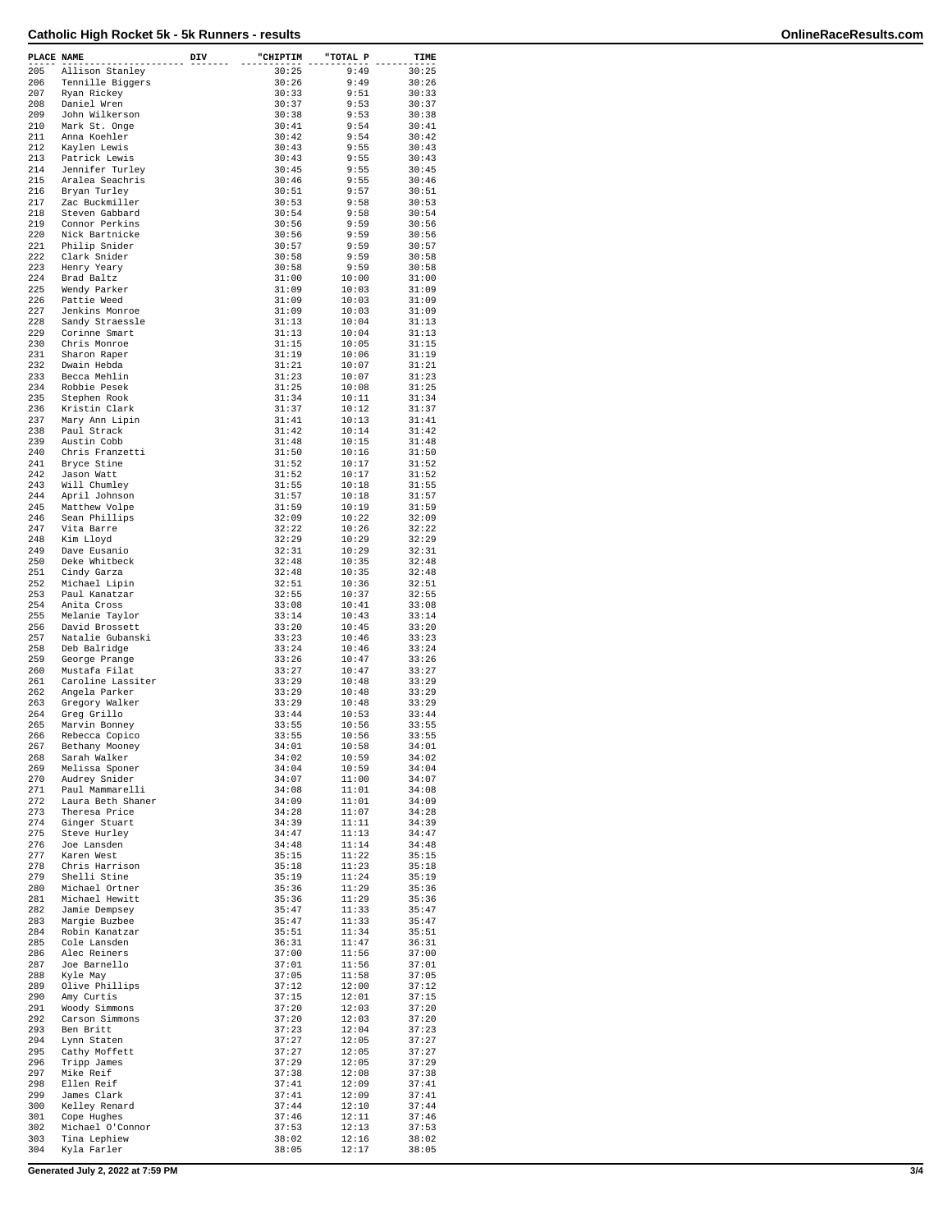# Catholic High Rocket 5k - 5k Runners - results

| PLACE | NAME | DIV | "CHIPTIM | "TOTAL P | TIME |
|---|---|---|---|---|---|
| 205 | Allison Stanley | | 30:25 | 9:49 | 30:25 |
| 206 | Tennille Biggers | | 30:26 | 9:49 | 30:26 |
| 207 | Ryan Rickey | | 30:33 | 9:51 | 30:33 |
| 208 | Daniel Wren | | 30:37 | 9:53 | 30:37 |
| 209 | John Wilkerson | | 30:38 | 9:53 | 30:38 |
| 210 | Mark St. Onge | | 30:41 | 9:54 | 30:41 |
| 211 | Anna Koehler | | 30:42 | 9:54 | 30:42 |
| 212 | Kaylen Lewis | | 30:43 | 9:55 | 30:43 |
| 213 | Patrick Lewis | | 30:43 | 9:55 | 30:43 |
| 214 | Jennifer Turley | | 30:45 | 9:55 | 30:45 |
| 215 | Aralea Seachris | | 30:46 | 9:55 | 30:46 |
| 216 | Bryan Turley | | 30:51 | 9:57 | 30:51 |
| 217 | Zac Buckmiller | | 30:53 | 9:58 | 30:53 |
| 218 | Steven Gabbard | | 30:54 | 9:58 | 30:54 |
| 219 | Connor Perkins | | 30:56 | 9:59 | 30:56 |
| 220 | Nick Bartnicke | | 30:56 | 9:59 | 30:56 |
| 221 | Philip Snider | | 30:57 | 9:59 | 30:57 |
| 222 | Clark Snider | | 30:58 | 9:59 | 30:58 |
| 223 | Henry Yeary | | 30:58 | 9:59 | 30:58 |
| 224 | Brad Baltz | | 31:00 | 10:00 | 31:00 |
| 225 | Wendy Parker | | 31:09 | 10:03 | 31:09 |
| 226 | Pattie Weed | | 31:09 | 10:03 | 31:09 |
| 227 | Jenkins Monroe | | 31:09 | 10:03 | 31:09 |
| 228 | Sandy Straessle | | 31:13 | 10:04 | 31:13 |
| 229 | Corinne Smart | | 31:13 | 10:04 | 31:13 |
| 230 | Chris Monroe | | 31:15 | 10:05 | 31:15 |
| 231 | Sharon Raper | | 31:19 | 10:06 | 31:19 |
| 232 | Dwain Hebda | | 31:21 | 10:07 | 31:21 |
| 233 | Becca Mehlin | | 31:23 | 10:07 | 31:23 |
| 234 | Robbie Pesek | | 31:25 | 10:08 | 31:25 |
| 235 | Stephen Rook | | 31:34 | 10:11 | 31:34 |
| 236 | Kristin Clark | | 31:37 | 10:12 | 31:37 |
| 237 | Mary Ann Lipin | | 31:41 | 10:13 | 31:41 |
| 238 | Paul Strack | | 31:42 | 10:14 | 31:42 |
| 239 | Austin Cobb | | 31:48 | 10:15 | 31:48 |
| 240 | Chris Franzetti | | 31:50 | 10:16 | 31:50 |
| 241 | Bryce Stine | | 31:52 | 10:17 | 31:52 |
| 242 | Jason Watt | | 31:52 | 10:17 | 31:52 |
| 243 | Will Chumley | | 31:55 | 10:18 | 31:55 |
| 244 | April Johnson | | 31:57 | 10:18 | 31:57 |
| 245 | Matthew Volpe | | 31:59 | 10:19 | 31:59 |
| 246 | Sean Phillips | | 32:09 | 10:22 | 32:09 |
| 247 | Vita Barre | | 32:22 | 10:26 | 32:22 |
| 248 | Kim Lloyd | | 32:29 | 10:29 | 32:29 |
| 249 | Dave Eusanio | | 32:31 | 10:29 | 32:31 |
| 250 | Deke Whitbeck | | 32:48 | 10:35 | 32:48 |
| 251 | Cindy Garza | | 32:48 | 10:35 | 32:48 |
| 252 | Michael Lipin | | 32:51 | 10:36 | 32:51 |
| 253 | Paul Kanatzar | | 32:55 | 10:37 | 32:55 |
| 254 | Anita Cross | | 33:08 | 10:41 | 33:08 |
| 255 | Melanie Taylor | | 33:14 | 10:43 | 33:14 |
| 256 | David Brossett | | 33:20 | 10:45 | 33:20 |
| 257 | Natalie Gubanski | | 33:23 | 10:46 | 33:23 |
| 258 | Deb Balridge | | 33:24 | 10:46 | 33:24 |
| 259 | George Prange | | 33:26 | 10:47 | 33:26 |
| 260 | Mustafa Filat | | 33:27 | 10:47 | 33:27 |
| 261 | Caroline Lassiter | | 33:29 | 10:48 | 33:29 |
| 262 | Angela Parker | | 33:29 | 10:48 | 33:29 |
| 263 | Gregory Walker | | 33:29 | 10:48 | 33:29 |
| 264 | Greg Grillo | | 33:44 | 10:53 | 33:44 |
| 265 | Marvin Bonney | | 33:55 | 10:56 | 33:55 |
| 266 | Rebecca Copico | | 33:55 | 10:56 | 33:55 |
| 267 | Bethany Mooney | | 34:01 | 10:58 | 34:01 |
| 268 | Sarah Walker | | 34:02 | 10:59 | 34:02 |
| 269 | Melissa Sponer | | 34:04 | 10:59 | 34:04 |
| 270 | Audrey Snider | | 34:07 | 11:00 | 34:07 |
| 271 | Paul Mammarelli | | 34:08 | 11:01 | 34:08 |
| 272 | Laura Beth Shaner | | 34:09 | 11:01 | 34:09 |
| 273 | Theresa Price | | 34:28 | 11:07 | 34:28 |
| 274 | Ginger Stuart | | 34:39 | 11:11 | 34:39 |
| 275 | Steve Hurley | | 34:47 | 11:13 | 34:47 |
| 276 | Joe Lansden | | 34:48 | 11:14 | 34:48 |
| 277 | Karen West | | 35:15 | 11:22 | 35:15 |
| 278 | Chris Harrison | | 35:18 | 11:23 | 35:18 |
| 279 | Shelli Stine | | 35:19 | 11:24 | 35:19 |
| 280 | Michael Ortner | | 35:36 | 11:29 | 35:36 |
| 281 | Michael Hewitt | | 35:36 | 11:29 | 35:36 |
| 282 | Jamie Dempsey | | 35:47 | 11:33 | 35:47 |
| 283 | Margie Buzbee | | 35:47 | 11:33 | 35:47 |
| 284 | Robin Kanatzar | | 35:51 | 11:34 | 35:51 |
| 285 | Cole Lansden | | 36:31 | 11:47 | 36:31 |
| 286 | Alec Reiners | | 37:00 | 11:56 | 37:00 |
| 287 | Joe Barnello | | 37:01 | 11:56 | 37:01 |
| 288 | Kyle May | | 37:05 | 11:58 | 37:05 |
| 289 | Olive Phillips | | 37:12 | 12:00 | 37:12 |
| 290 | Amy Curtis | | 37:15 | 12:01 | 37:15 |
| 291 | Woody Simmons | | 37:20 | 12:03 | 37:20 |
| 292 | Carson Simmons | | 37:20 | 12:03 | 37:20 |
| 293 | Ben Britt | | 37:23 | 12:04 | 37:23 |
| 294 | Lynn Staten | | 37:27 | 12:05 | 37:27 |
| 295 | Cathy Moffett | | 37:27 | 12:05 | 37:27 |
| 296 | Tripp James | | 37:29 | 12:05 | 37:29 |
| 297 | Mike Reif | | 37:38 | 12:08 | 37:38 |
| 298 | Ellen Reif | | 37:41 | 12:09 | 37:41 |
| 299 | James Clark | | 37:41 | 12:09 | 37:41 |
| 300 | Kelley Renard | | 37:44 | 12:10 | 37:44 |
| 301 | Cope Hughes | | 37:46 | 12:11 | 37:46 |
| 302 | Michael O'Connor | | 37:53 | 12:13 | 37:53 |
| 303 | Tina Lephiew | | 38:02 | 12:16 | 38:02 |
| 304 | Kyla Farler | | 38:05 | 12:17 | 38:05 |

Generated July 2, 2022 at 7:59 PM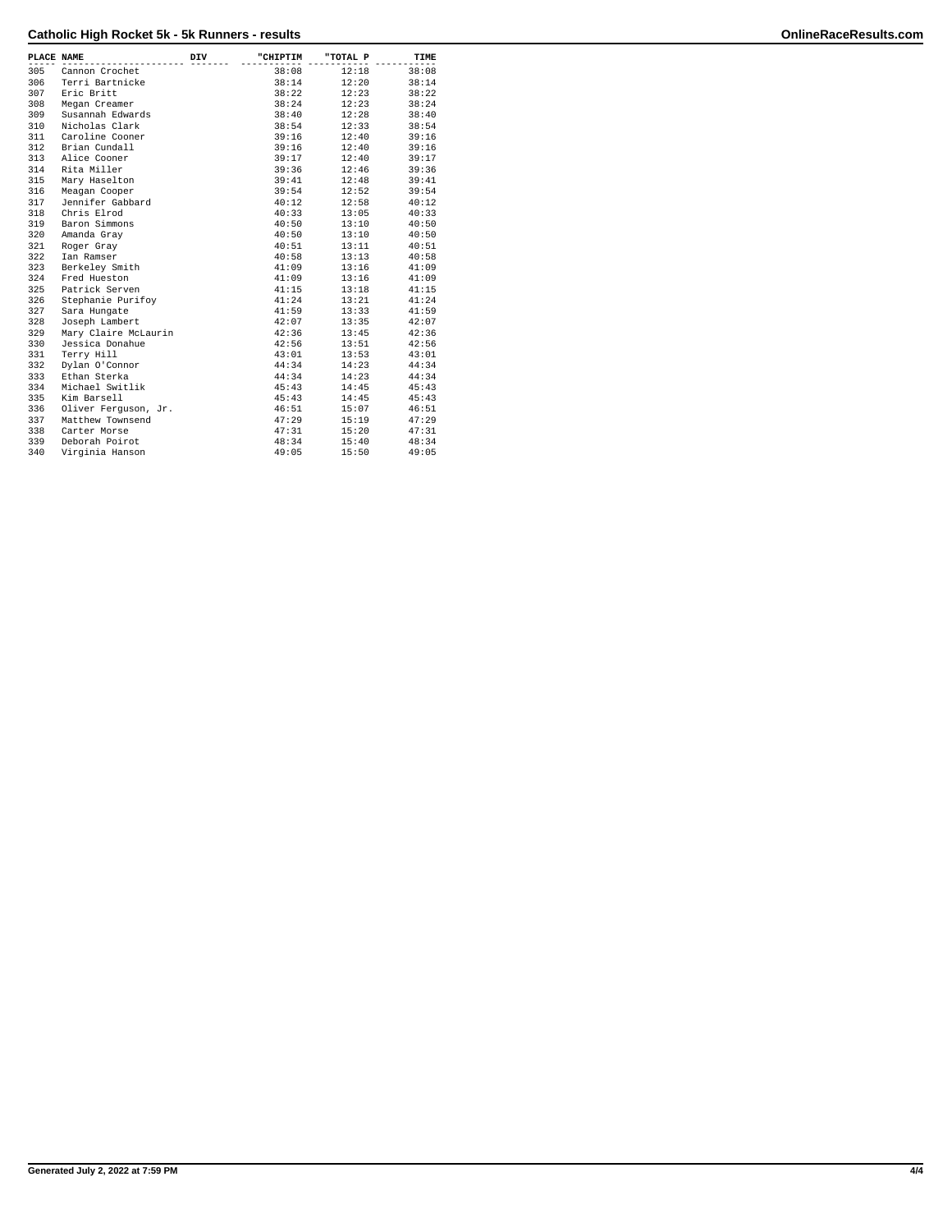# Catholic High Rocket 5k - 5k Runners - results

| PLACE | NAME | DIV | "CHIPTIM | "TOTAL P | TIME |
|---|---|---|---|---|---|
| 305 | Cannon Crochet | | 38:08 | 12:18 | 38:08 |
| 306 | Terri Bartnicke | | 38:14 | 12:20 | 38:14 |
| 307 | Eric Britt | | 38:22 | 12:23 | 38:22 |
| 308 | Megan Creamer | | 38:24 | 12:23 | 38:24 |
| 309 | Susannah Edwards | | 38:40 | 12:28 | 38:40 |
| 310 | Nicholas Clark | | 38:54 | 12:33 | 38:54 |
| 311 | Caroline Cooner | | 39:16 | 12:40 | 39:16 |
| 312 | Brian Cundall | | 39:16 | 12:40 | 39:16 |
| 313 | Alice Cooner | | 39:17 | 12:40 | 39:17 |
| 314 | Rita Miller | | 39:36 | 12:46 | 39:36 |
| 315 | Mary Haselton | | 39:41 | 12:48 | 39:41 |
| 316 | Meagan Cooper | | 39:54 | 12:52 | 39:54 |
| 317 | Jennifer Gabbard | | 40:12 | 12:58 | 40:12 |
| 318 | Chris Elrod | | 40:33 | 13:05 | 40:33 |
| 319 | Baron Simmons | | 40:50 | 13:10 | 40:50 |
| 320 | Amanda Gray | | 40:50 | 13:10 | 40:50 |
| 321 | Roger Gray | | 40:51 | 13:11 | 40:51 |
| 322 | Ian Ramser | | 40:58 | 13:13 | 40:58 |
| 323 | Berkeley Smith | | 41:09 | 13:16 | 41:09 |
| 324 | Fred Hueston | | 41:09 | 13:16 | 41:09 |
| 325 | Patrick Serven | | 41:15 | 13:18 | 41:15 |
| 326 | Stephanie Purifoy | | 41:24 | 13:21 | 41:24 |
| 327 | Sara Hungate | | 41:59 | 13:33 | 41:59 |
| 328 | Joseph Lambert | | 42:07 | 13:35 | 42:07 |
| 329 | Mary Claire McLaurin | | 42:36 | 13:45 | 42:36 |
| 330 | Jessica Donahue | | 42:56 | 13:51 | 42:56 |
| 331 | Terry Hill | | 43:01 | 13:53 | 43:01 |
| 332 | Dylan O'Connor | | 44:34 | 14:23 | 44:34 |
| 333 | Ethan Sterka | | 44:34 | 14:23 | 44:34 |
| 334 | Michael Switlik | | 45:43 | 14:45 | 45:43 |
| 335 | Kim Barsell | | 45:43 | 14:45 | 45:43 |
| 336 | Oliver Ferguson, Jr. | | 46:51 | 15:07 | 46:51 |
| 337 | Matthew Townsend | | 47:29 | 15:19 | 47:29 |
| 338 | Carter Morse | | 47:31 | 15:20 | 47:31 |
| 339 | Deborah Poirot | | 48:34 | 15:40 | 48:34 |
| 340 | Virginia Hanson | | 49:05 | 15:50 | 49:05 |

Generated July 2, 2022 at 7:59 PM